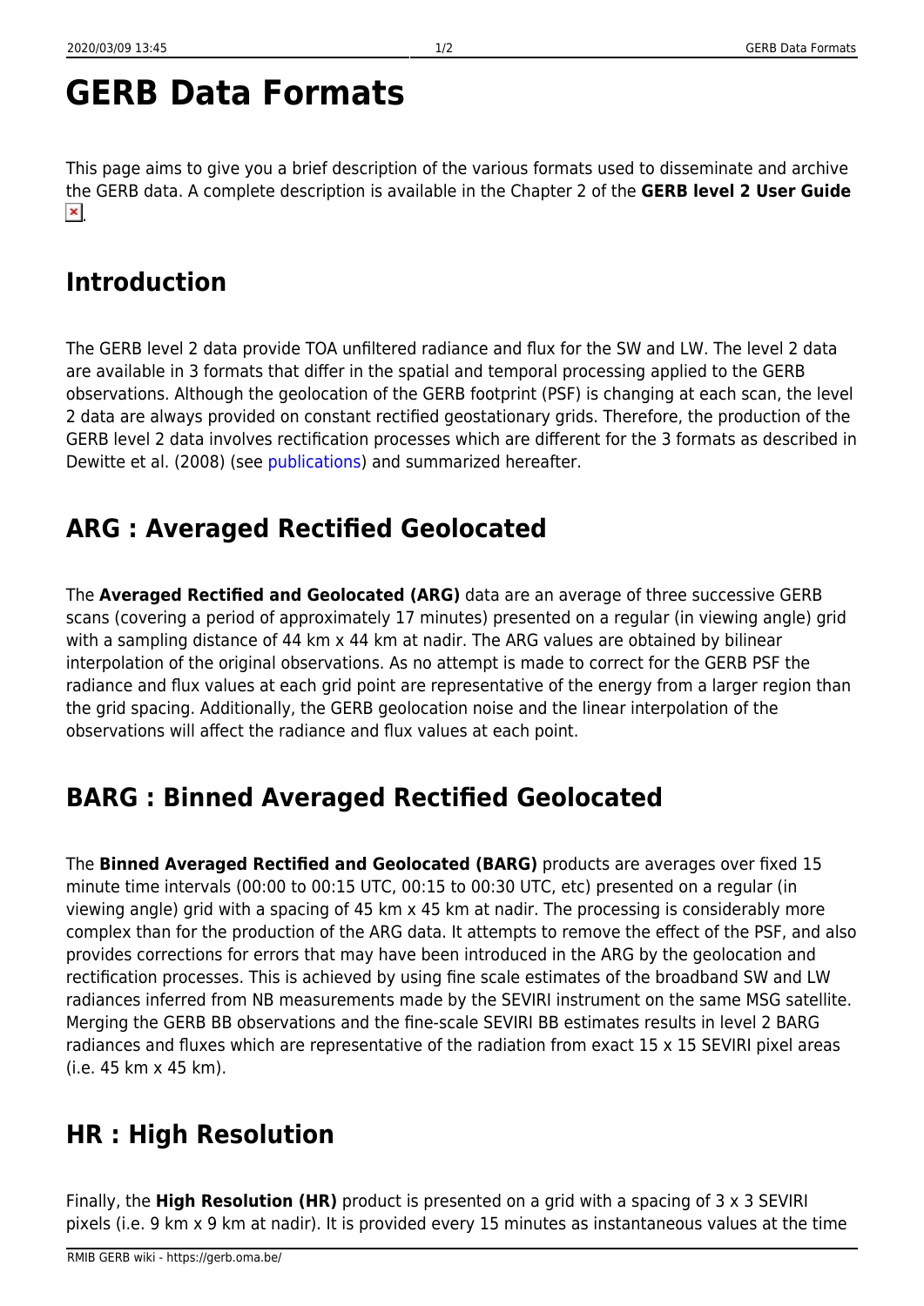# GERB Data Formats

This page aims to give you a brief description of the various formats used to disseminate and archive the GERB data. A complete description is available in the Chapter 2 of the **GERB level 2 User Guide**.

## Introduction

The GERB level 2 data provide TOA unfiltered radiance and flux for the SW and LW. The level 2 data are available in 3 formats that differ in the spatial and temporal processing applied to the GERB observations. Although the geolocation of the GERB footprint (PSF) is changing at each scan, the level 2 data are always provided on constant rectified geostationary grids. Therefore, the production of the GERB level 2 data involves rectification processes which are different for the 3 formats as described in Dewitte et al. (2008) (see publications) and summarized hereafter.

## ARG : Averaged Rectified Geolocated

The **Averaged Rectified and Geolocated (ARG)** data are an average of three successive GERB scans (covering a period of approximately 17 minutes) presented on a regular (in viewing angle) grid with a sampling distance of 44 km x 44 km at nadir. The ARG values are obtained by bilinear interpolation of the original observations. As no attempt is made to correct for the GERB PSF the radiance and flux values at each grid point are representative of the energy from a larger region than the grid spacing. Additionally, the GERB geolocation noise and the linear interpolation of the observations will affect the radiance and flux values at each point.

## BARG : Binned Averaged Rectified Geolocated

The **Binned Averaged Rectified and Geolocated (BARG)** products are averages over fixed 15 minute time intervals (00:00 to 00:15 UTC, 00:15 to 00:30 UTC, etc) presented on a regular (in viewing angle) grid with a spacing of 45 km x 45 km at nadir. The processing is considerably more complex than for the production of the ARG data. It attempts to remove the effect of the PSF, and also provides corrections for errors that may have been introduced in the ARG by the geolocation and rectification processes. This is achieved by using fine scale estimates of the broadband SW and LW radiances inferred from NB measurements made by the SEVIRI instrument on the same MSG satellite. Merging the GERB BB observations and the fine-scale SEVIRI BB estimates results in level 2 BARG radiances and fluxes which are representative of the radiation from exact 15 x 15 SEVIRI pixel areas (i.e. 45 km x 45 km).

## HR : High Resolution

Finally, the **High Resolution (HR)** product is presented on a grid with a spacing of 3 x 3 SEVIRI pixels (i.e. 9 km x 9 km at nadir). It is provided every 15 minutes as instantaneous values at the time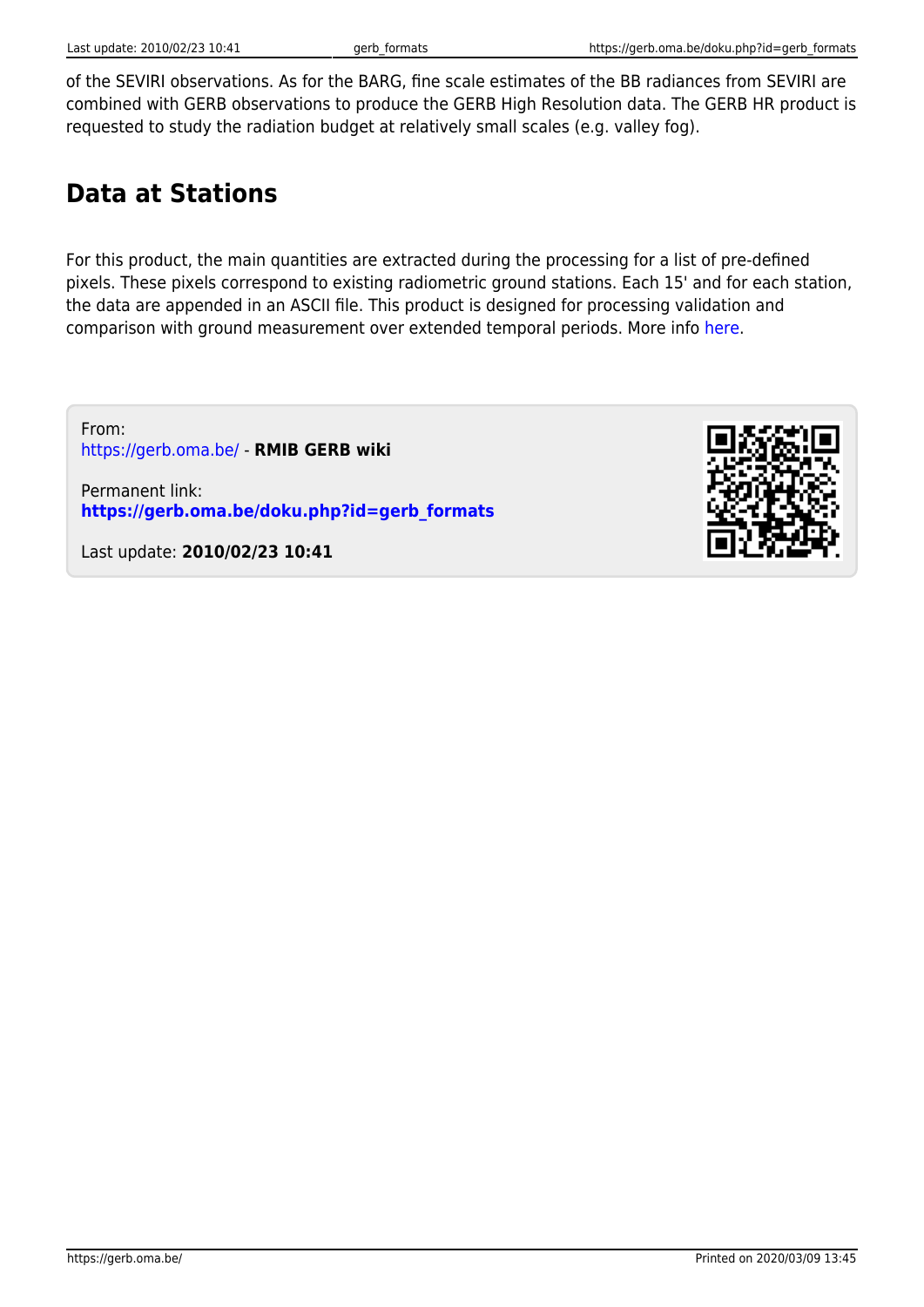of the SEVIRI observations. As for the BARG, fine scale estimates of the BB radiances from SEVIRI are combined with GERB observations to produce the GERB High Resolution data. The GERB HR product is requested to study the radiation budget at relatively small scales (e.g. valley fog).

## Data at Stations

For this product, the main quantities are extracted during the processing for a list of pre-defined pixels. These pixels correspond to existing radiometric ground stations. Each 15' and for each station, the data are appended in an ASCII file. This product is designed for processing validation and comparison with ground measurement over extended temporal periods. More info here.

From:
https://gerb.oma.be/ - **RMIB GERB wiki**

Permanent link:
**https://gerb.oma.be/doku.php?id=gerb_formats**

Last update: **2010/02/23 10:41**